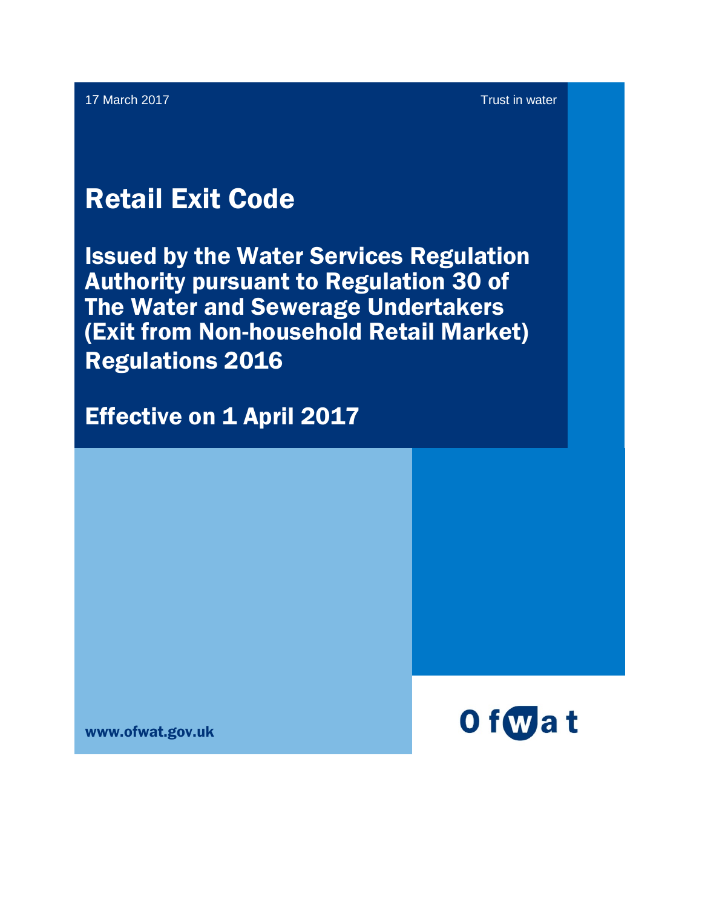17 March 2017

Trust in water

# Retail Exit Code

## Issued by the Water Services Regulation Authority pursuant to Regulation 30 of The Water and Sewerage Undertakers (Exit from Non-household Retail Market) Regulations 2016

## Effective on 1 April 2017

www.ofwat.gov.uk

Ofwat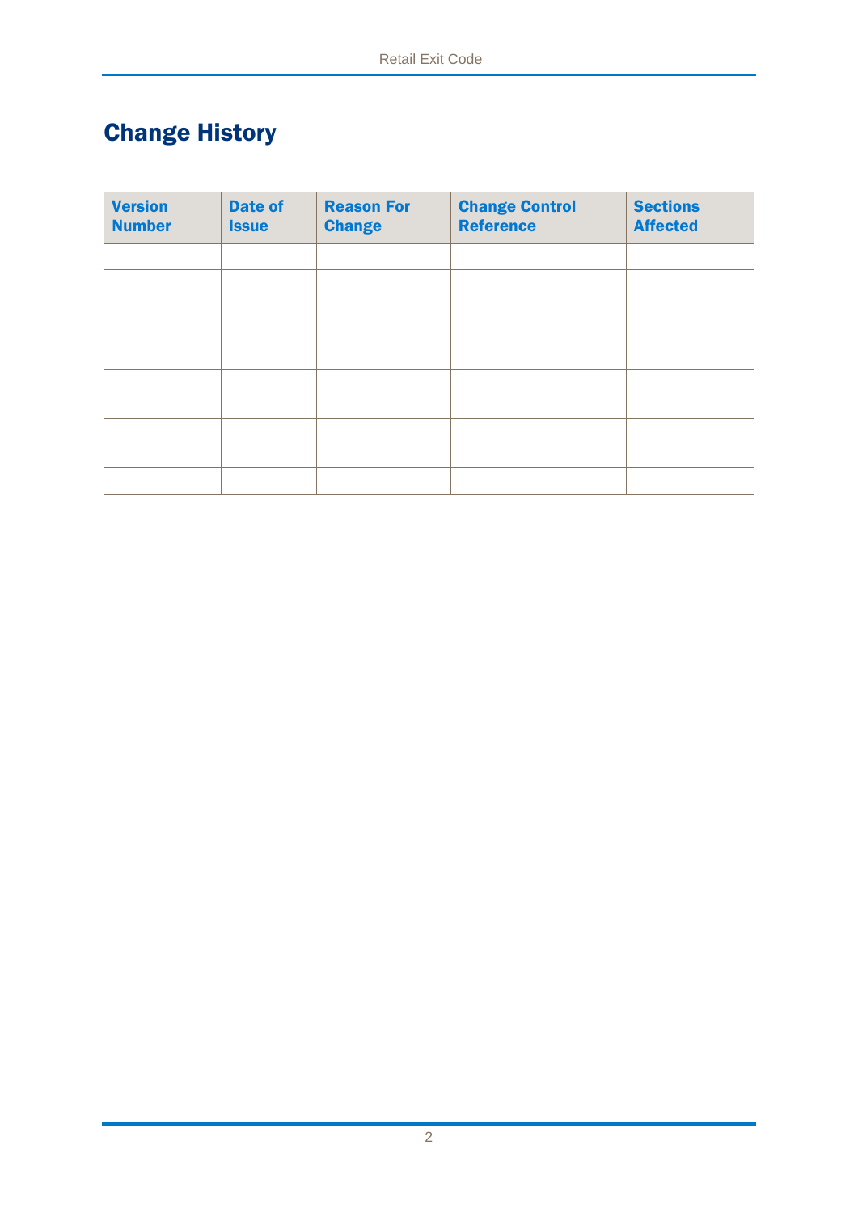# Change History

| Version Number | Date of Issue | Reason For Change | Change Control Reference | Sections Affected |
|---|---|---|---|---|
| | | | | |
| | | | | |
| | | | | |
| | | | | |
| | | | | |
| | | | | |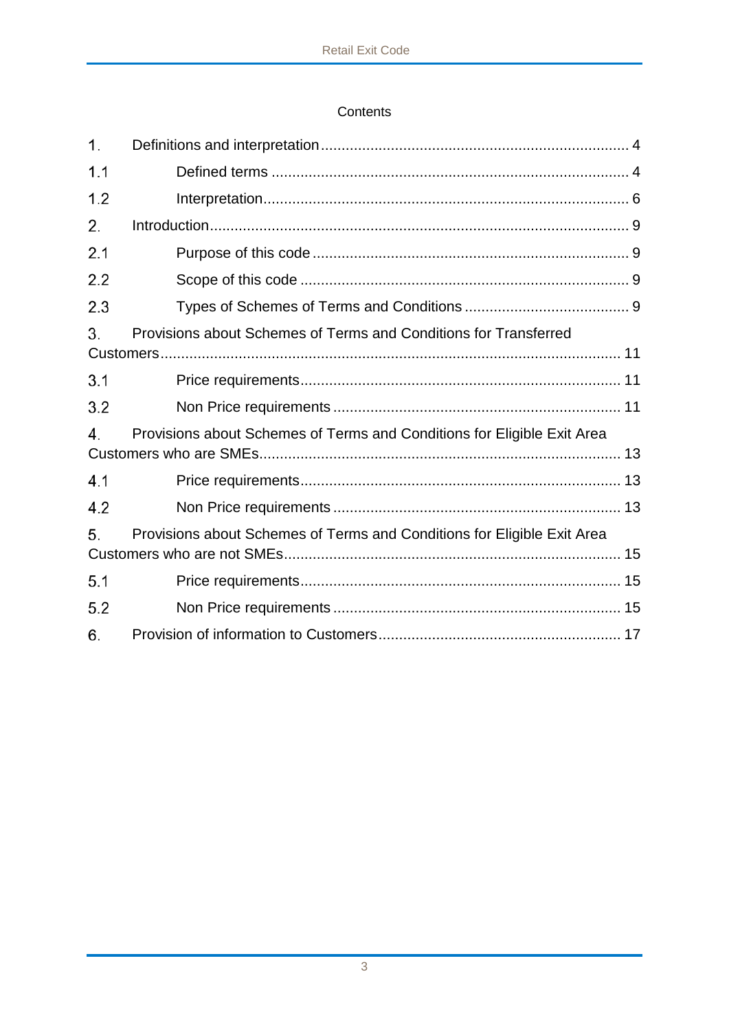Contents

1. Definitions and interpretation .......... 4

1.1 Defined terms .......... 4

1.2 Interpretation .......... 6

2. Introduction .......... 9

2.1 Purpose of this code .......... 9

2.2 Scope of this code .......... 9

2.3 Types of Schemes of Terms and Conditions .......... 9

3. Provisions about Schemes of Terms and Conditions for Transferred Customers .......... 11

3.1 Price requirements .......... 11

3.2 Non Price requirements .......... 11

4. Provisions about Schemes of Terms and Conditions for Eligible Exit Area Customers who are SMEs .......... 13

4.1 Price requirements .......... 13

4.2 Non Price requirements .......... 13

5. Provisions about Schemes of Terms and Conditions for Eligible Exit Area Customers who are not SMEs .......... 15

5.1 Price requirements .......... 15

5.2 Non Price requirements .......... 15

6. Provision of information to Customers .......... 17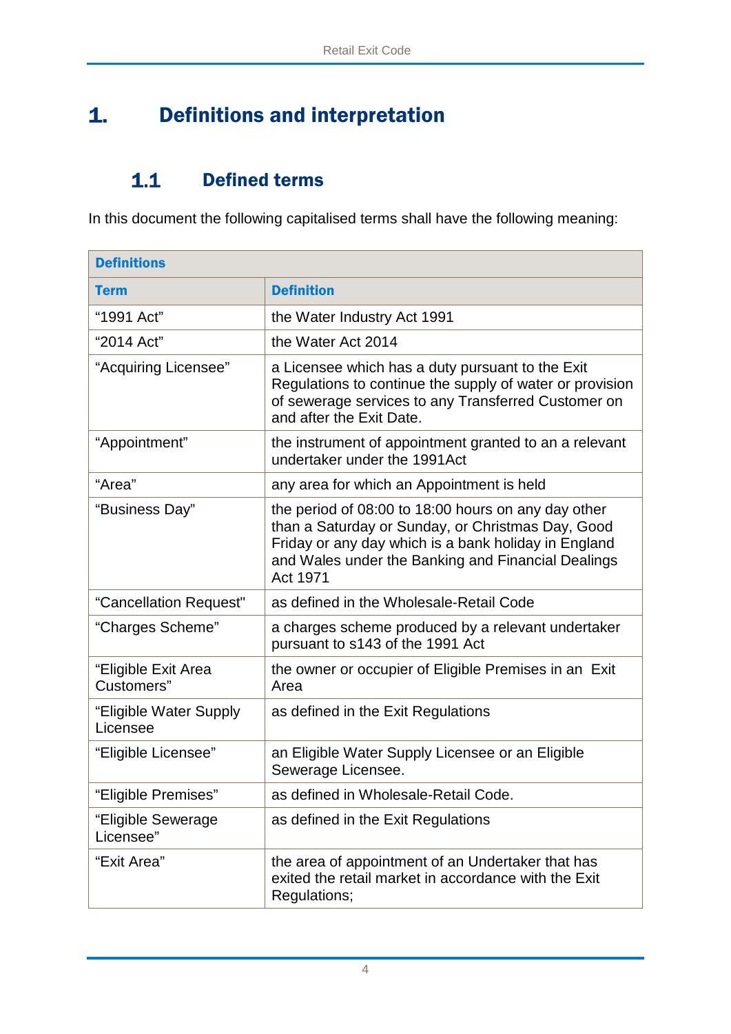# 1. Definitions and interpretation

## 1.1 Defined terms

In this document the following capitalised terms shall have the following meaning:

| Definitions | |
|---|---|
| **Term** | **Definition** |
| "1991 Act" | the Water Industry Act 1991 |
| "2014 Act" | the Water Act 2014 |
| "Acquiring Licensee" | a Licensee which has a duty pursuant to the Exit Regulations to continue the supply of water or provision of sewerage services to any Transferred Customer on and after the Exit Date. |
| "Appointment" | the instrument of appointment granted to an a relevant undertaker under the 1991Act |
| "Area" | any area for which an Appointment is held |
| "Business Day" | the period of 08:00 to 18:00 hours on any day other than a Saturday or Sunday, or Christmas Day, Good Friday or any day which is a bank holiday in England and Wales under the Banking and Financial Dealings Act 1971 |
| "Cancellation Request" | as defined in the Wholesale-Retail Code |
| "Charges Scheme" | a charges scheme produced by a relevant undertaker pursuant to s143 of the 1991 Act |
| "Eligible Exit Area Customers" | the owner or occupier of Eligible Premises in an Exit Area |
| "Eligible Water Supply Licensee | as defined in the Exit Regulations |
| "Eligible Licensee" | an Eligible Water Supply Licensee or an Eligible Sewerage Licensee. |
| "Eligible Premises" | as defined in Wholesale-Retail Code. |
| "Eligible Sewerage Licensee" | as defined in the Exit Regulations |
| "Exit Area" | the area of appointment of an Undertaker that has exited the retail market in accordance with the Exit Regulations; |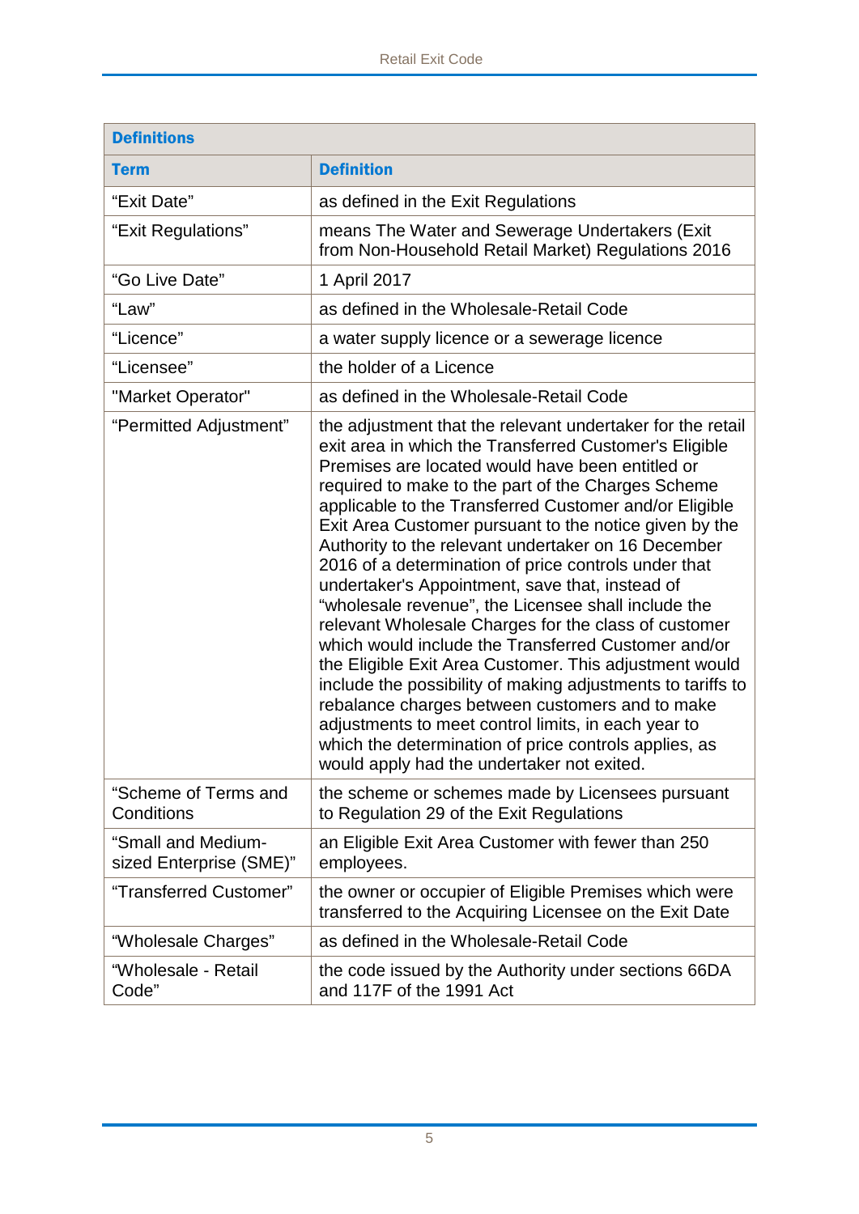| Definitions | |
|---|---|
| **Term** | **Definition** |
| “Exit Date” | as defined in the Exit Regulations |
| “Exit Regulations” | means The Water and Sewerage Undertakers (Exit from Non-Household Retail Market) Regulations 2016 |
| “Go Live Date” | 1 April 2017 |
| “Law” | as defined in the Wholesale-Retail Code |
| “Licence” | a water supply licence or a sewerage licence |
| “Licensee” | the holder of a Licence |
| "Market Operator" | as defined in the Wholesale-Retail Code |
| “Permitted Adjustment” | the adjustment that the relevant undertaker for the retail exit area in which the Transferred Customer's Eligible Premises are located would have been entitled or required to make to the part of the Charges Scheme applicable to the Transferred Customer and/or Eligible Exit Area Customer pursuant to the notice given by the Authority to the relevant undertaker on 16 December 2016 of a determination of price controls under that undertaker's Appointment, save that, instead of “wholesale revenue”, the Licensee shall include the relevant Wholesale Charges for the class of customer which would include the Transferred Customer and/or the Eligible Exit Area Customer. This adjustment would include the possibility of making adjustments to tariffs to rebalance charges between customers and to make adjustments to meet control limits, in each year to which the determination of price controls applies, as would apply had the undertaker not exited. |
| “Scheme of Terms and Conditions | the scheme or schemes made by Licensees pursuant to Regulation 29 of the Exit Regulations |
| “Small and Medium-sized Enterprise (SME)” | an Eligible Exit Area Customer with fewer than 250 employees. |
| “Transferred Customer” | the owner or occupier of Eligible Premises which were transferred to the Acquiring Licensee on the Exit Date |
| “Wholesale Charges” | as defined in the Wholesale-Retail Code |
| “Wholesale - Retail Code” | the code issued by the Authority under sections 66DA and 117F of the 1991 Act |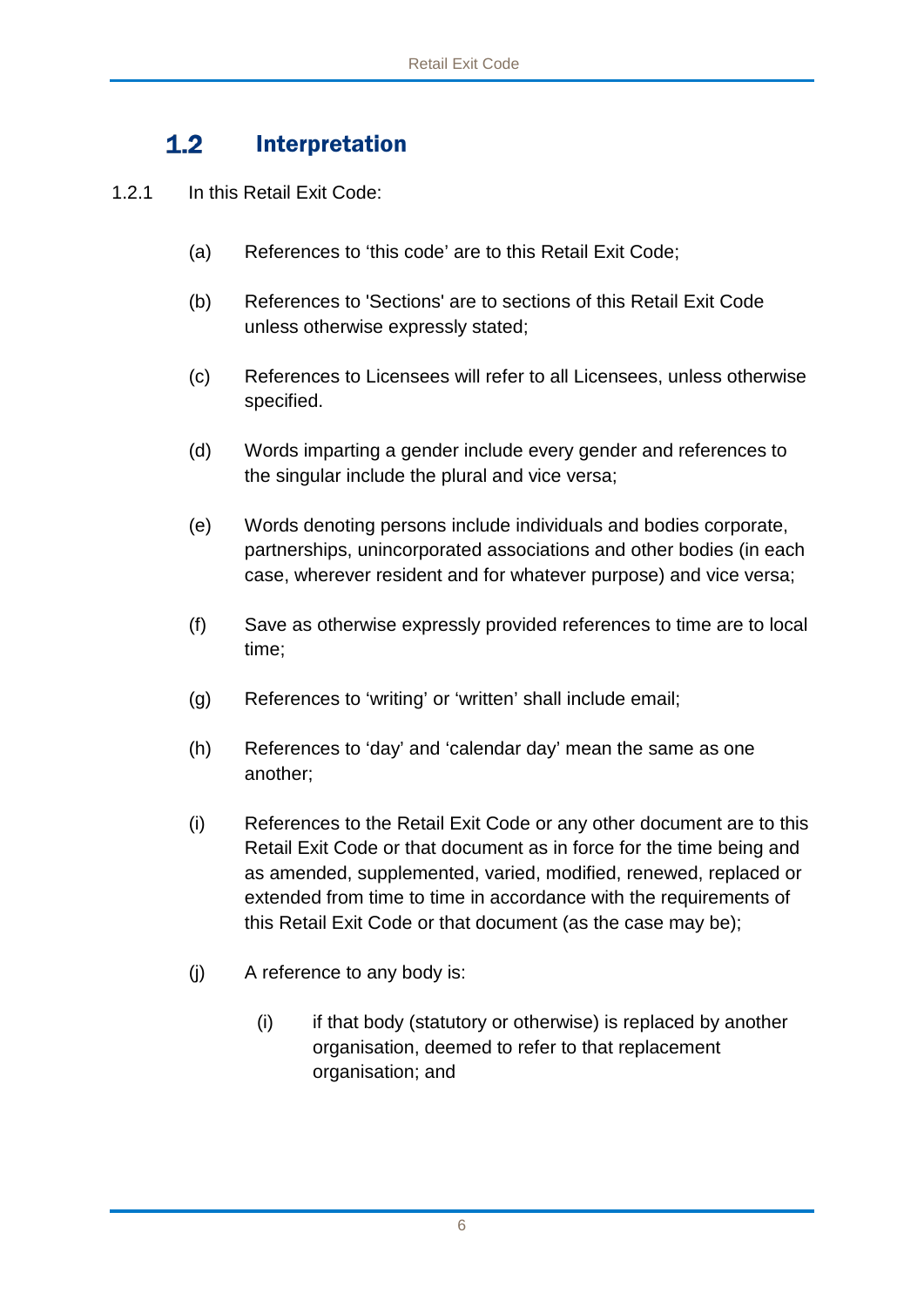## 1.2 Interpretation

1.2.1 In this Retail Exit Code:

(a) References to 'this code' are to this Retail Exit Code;

(b) References to 'Sections' are to sections of this Retail Exit Code unless otherwise expressly stated;

(c) References to Licensees will refer to all Licensees, unless otherwise specified.

(d) Words imparting a gender include every gender and references to the singular include the plural and vice versa;

(e) Words denoting persons include individuals and bodies corporate, partnerships, unincorporated associations and other bodies (in each case, wherever resident and for whatever purpose) and vice versa;

(f) Save as otherwise expressly provided references to time are to local time;

(g) References to 'writing' or 'written' shall include email;

(h) References to 'day' and 'calendar day' mean the same as one another;

(i) References to the Retail Exit Code or any other document are to this Retail Exit Code or that document as in force for the time being and as amended, supplemented, varied, modified, renewed, replaced or extended from time to time in accordance with the requirements of this Retail Exit Code or that document (as the case may be);

(j) A reference to any body is:

   (i) if that body (statutory or otherwise) is replaced by another organisation, deemed to refer to that replacement organisation; and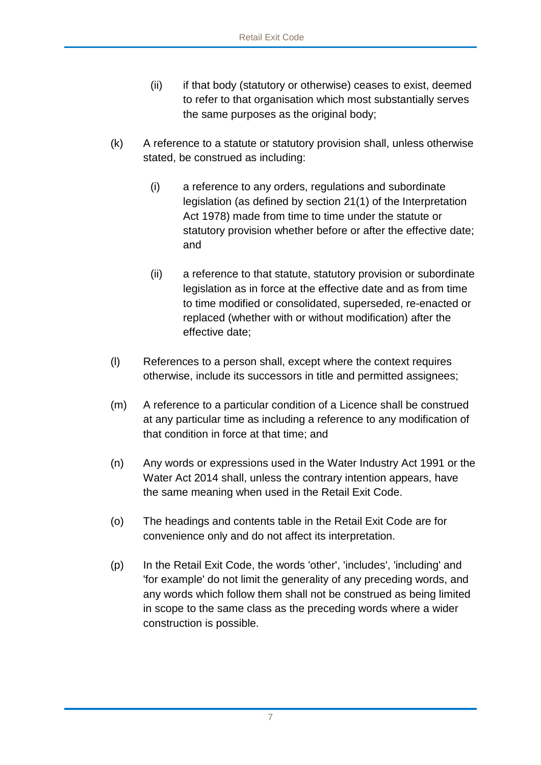(ii) if that body (statutory or otherwise) ceases to exist, deemed to refer to that organisation which most substantially serves the same purposes as the original body;

(k) A reference to a statute or statutory provision shall, unless otherwise stated, be construed as including:

    (i) a reference to any orders, regulations and subordinate legislation (as defined by section 21(1) of the Interpretation Act 1978) made from time to time under the statute or statutory provision whether before or after the effective date; and

    (ii) a reference to that statute, statutory provision or subordinate legislation as in force at the effective date and as from time to time modified or consolidated, superseded, re-enacted or replaced (whether with or without modification) after the effective date;

(l) References to a person shall, except where the context requires otherwise, include its successors in title and permitted assignees;

(m) A reference to a particular condition of a Licence shall be construed at any particular time as including a reference to any modification of that condition in force at that time; and

(n) Any words or expressions used in the Water Industry Act 1991 or the Water Act 2014 shall, unless the contrary intention appears, have the same meaning when used in the Retail Exit Code.

(o) The headings and contents table in the Retail Exit Code are for convenience only and do not affect its interpretation.

(p) In the Retail Exit Code, the words 'other', 'includes', 'including' and 'for example' do not limit the generality of any preceding words, and any words which follow them shall not be construed as being limited in scope to the same class as the preceding words where a wider construction is possible.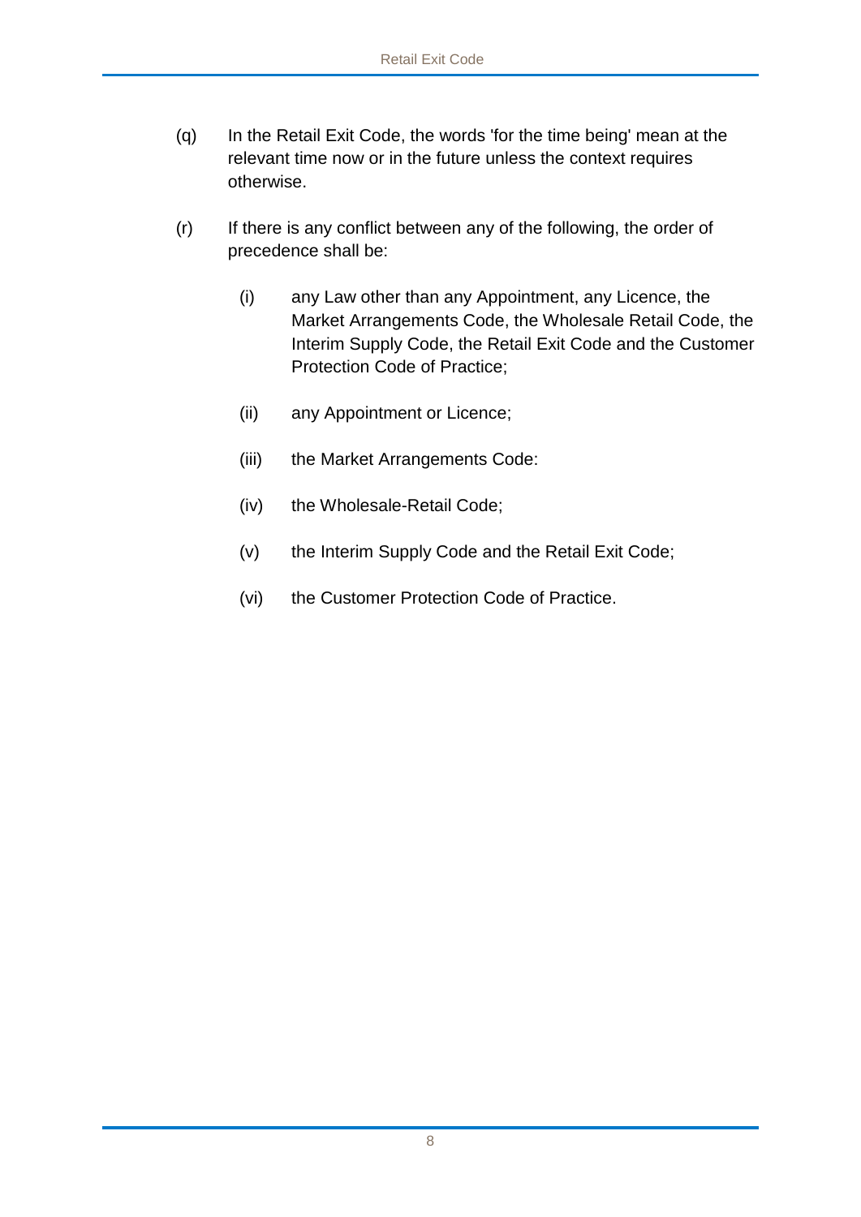(q) In the Retail Exit Code, the words 'for the time being' mean at the relevant time now or in the future unless the context requires otherwise.

(r) If there is any conflict between any of the following, the order of precedence shall be:

   (i) any Law other than any Appointment, any Licence, the Market Arrangements Code, the Wholesale Retail Code, the Interim Supply Code, the Retail Exit Code and the Customer Protection Code of Practice;

   (ii) any Appointment or Licence;

   (iii) the Market Arrangements Code:

   (iv) the Wholesale-Retail Code;

   (v) the Interim Supply Code and the Retail Exit Code;

   (vi) the Customer Protection Code of Practice.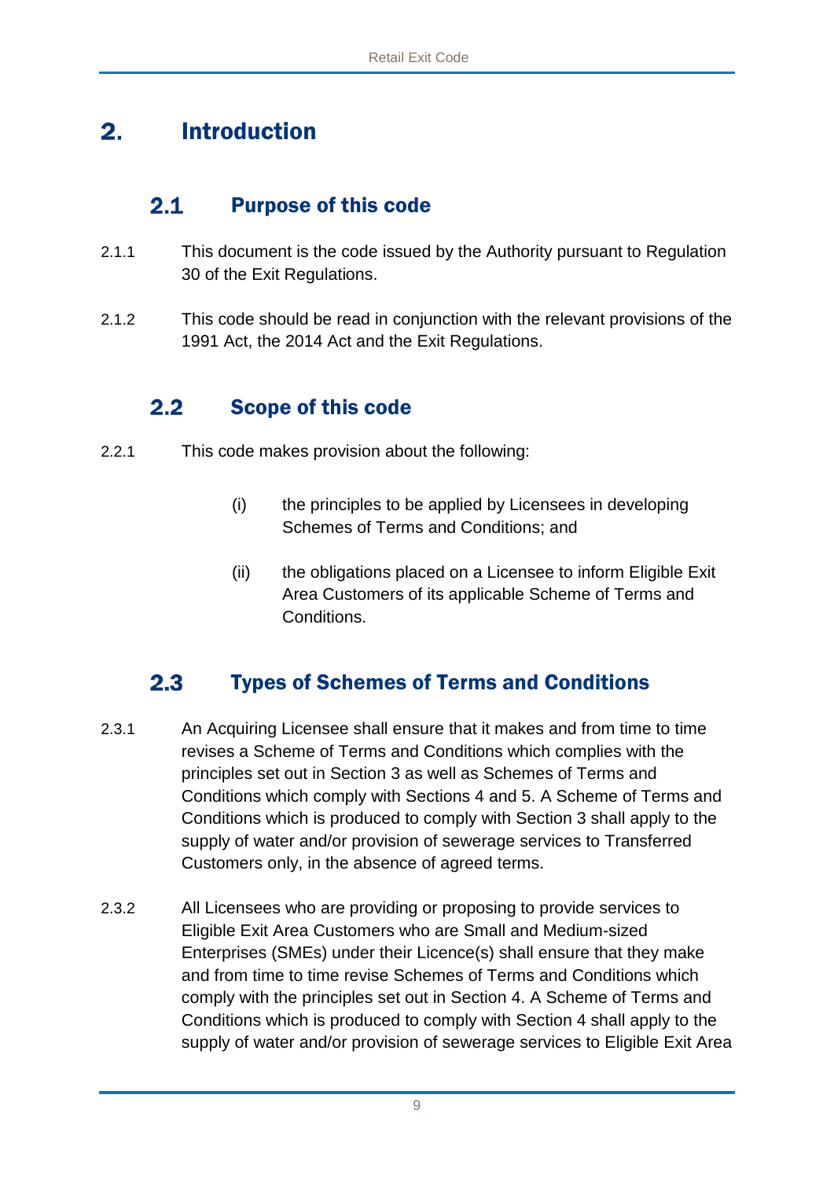# 2. Introduction

## 2.1 Purpose of this code

2.1.1 This document is the code issued by the Authority pursuant to Regulation 30 of the Exit Regulations.

2.1.2 This code should be read in conjunction with the relevant provisions of the 1991 Act, the 2014 Act and the Exit Regulations.

## 2.2 Scope of this code

2.2.1 This code makes provision about the following:

(i) the principles to be applied by Licensees in developing Schemes of Terms and Conditions; and

(ii) the obligations placed on a Licensee to inform Eligible Exit Area Customers of its applicable Scheme of Terms and Conditions.

## 2.3 Types of Schemes of Terms and Conditions

2.3.1 An Acquiring Licensee shall ensure that it makes and from time to time revises a Scheme of Terms and Conditions which complies with the principles set out in Section 3 as well as Schemes of Terms and Conditions which comply with Sections 4 and 5. A Scheme of Terms and Conditions which is produced to comply with Section 3 shall apply to the supply of water and/or provision of sewerage services to Transferred Customers only, in the absence of agreed terms.

2.3.2 All Licensees who are providing or proposing to provide services to Eligible Exit Area Customers who are Small and Medium-sized Enterprises (SMEs) under their Licence(s) shall ensure that they make and from time to time revise Schemes of Terms and Conditions which comply with the principles set out in Section 4. A Scheme of Terms and Conditions which is produced to comply with Section 4 shall apply to the supply of water and/or provision of sewerage services to Eligible Exit Area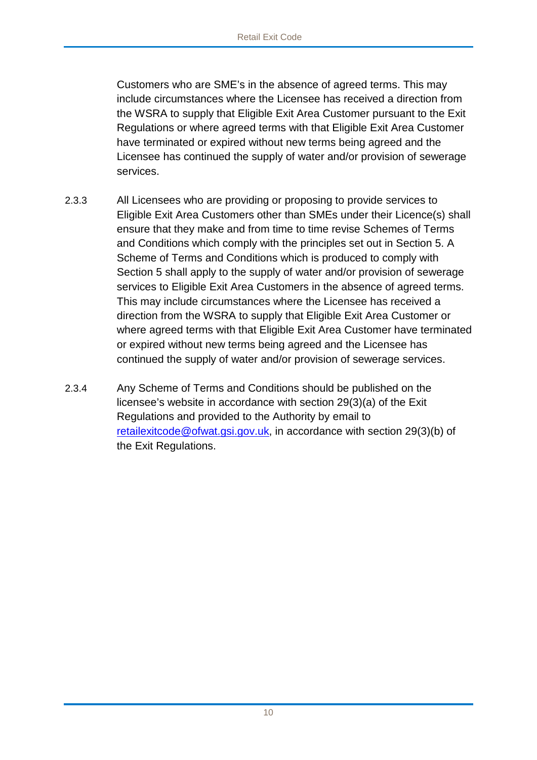Customers who are SME's in the absence of agreed terms. This may include circumstances where the Licensee has received a direction from the WSRA to supply that Eligible Exit Area Customer pursuant to the Exit Regulations or where agreed terms with that Eligible Exit Area Customer have terminated or expired without new terms being agreed and the Licensee has continued the supply of water and/or provision of sewerage services.

2.3.3 All Licensees who are providing or proposing to provide services to Eligible Exit Area Customers other than SMEs under their Licence(s) shall ensure that they make and from time to time revise Schemes of Terms and Conditions which comply with the principles set out in Section 5. A Scheme of Terms and Conditions which is produced to comply with Section 5 shall apply to the supply of water and/or provision of sewerage services to Eligible Exit Area Customers in the absence of agreed terms. This may include circumstances where the Licensee has received a direction from the WSRA to supply that Eligible Exit Area Customer or where agreed terms with that Eligible Exit Area Customer have terminated or expired without new terms being agreed and the Licensee has continued the supply of water and/or provision of sewerage services.

2.3.4 Any Scheme of Terms and Conditions should be published on the licensee's website in accordance with section 29(3)(a) of the Exit Regulations and provided to the Authority by email to [retailexitcode@ofwat.gsi.gov.uk](mailto:retailexitcode@ofwat.gsi.gov.uk), in accordance with section 29(3)(b) of the Exit Regulations.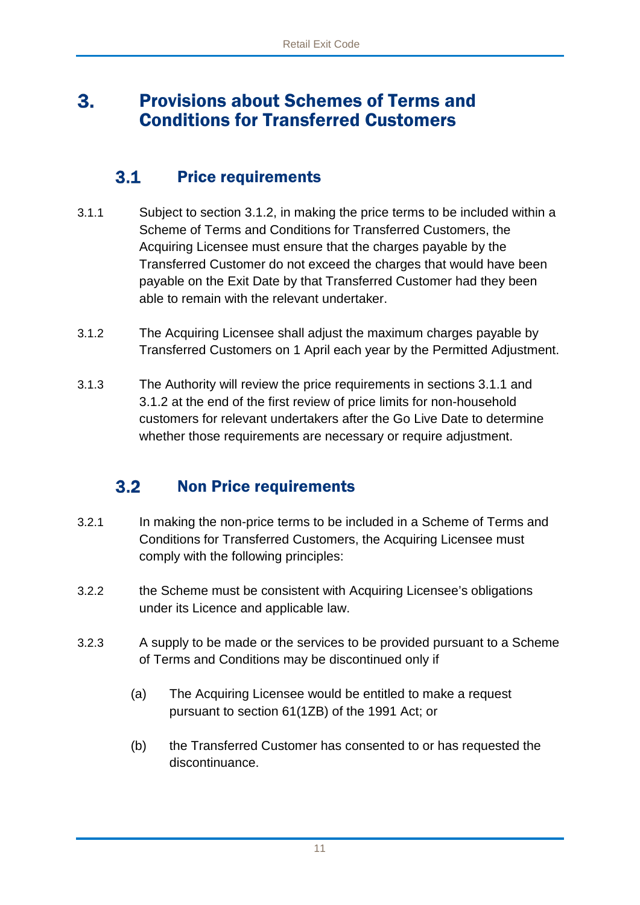# 3. Provisions about Schemes of Terms and Conditions for Transferred Customers

## 3.1 Price requirements

3.1.1 Subject to section 3.1.2, in making the price terms to be included within a Scheme of Terms and Conditions for Transferred Customers, the Acquiring Licensee must ensure that the charges payable by the Transferred Customer do not exceed the charges that would have been payable on the Exit Date by that Transferred Customer had they been able to remain with the relevant undertaker.

3.1.2 The Acquiring Licensee shall adjust the maximum charges payable by Transferred Customers on 1 April each year by the Permitted Adjustment.

3.1.3 The Authority will review the price requirements in sections 3.1.1 and 3.1.2 at the end of the first review of price limits for non-household customers for relevant undertakers after the Go Live Date to determine whether those requirements are necessary or require adjustment.

## 3.2 Non Price requirements

3.2.1 In making the non-price terms to be included in a Scheme of Terms and Conditions for Transferred Customers, the Acquiring Licensee must comply with the following principles:

3.2.2 the Scheme must be consistent with Acquiring Licensee's obligations under its Licence and applicable law.

3.2.3 A supply to be made or the services to be provided pursuant to a Scheme of Terms and Conditions may be discontinued only if

(a) The Acquiring Licensee would be entitled to make a request pursuant to section 61(1ZB) of the 1991 Act; or

(b) the Transferred Customer has consented to or has requested the discontinuance.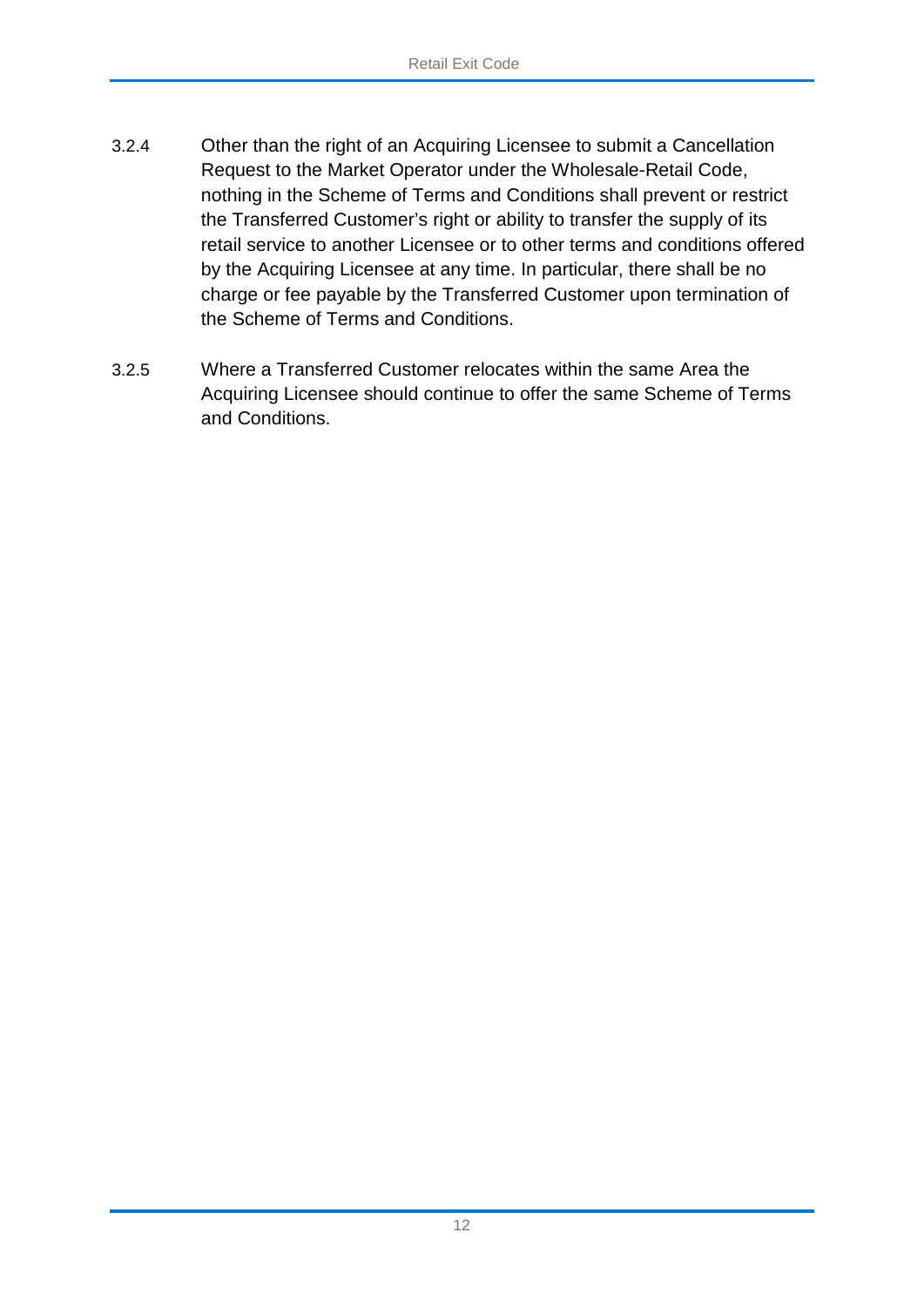3.2.4 Other than the right of an Acquiring Licensee to submit a Cancellation Request to the Market Operator under the Wholesale-Retail Code, nothing in the Scheme of Terms and Conditions shall prevent or restrict the Transferred Customer's right or ability to transfer the supply of its retail service to another Licensee or to other terms and conditions offered by the Acquiring Licensee at any time. In particular, there shall be no charge or fee payable by the Transferred Customer upon termination of the Scheme of Terms and Conditions.

3.2.5 Where a Transferred Customer relocates within the same Area the Acquiring Licensee should continue to offer the same Scheme of Terms and Conditions.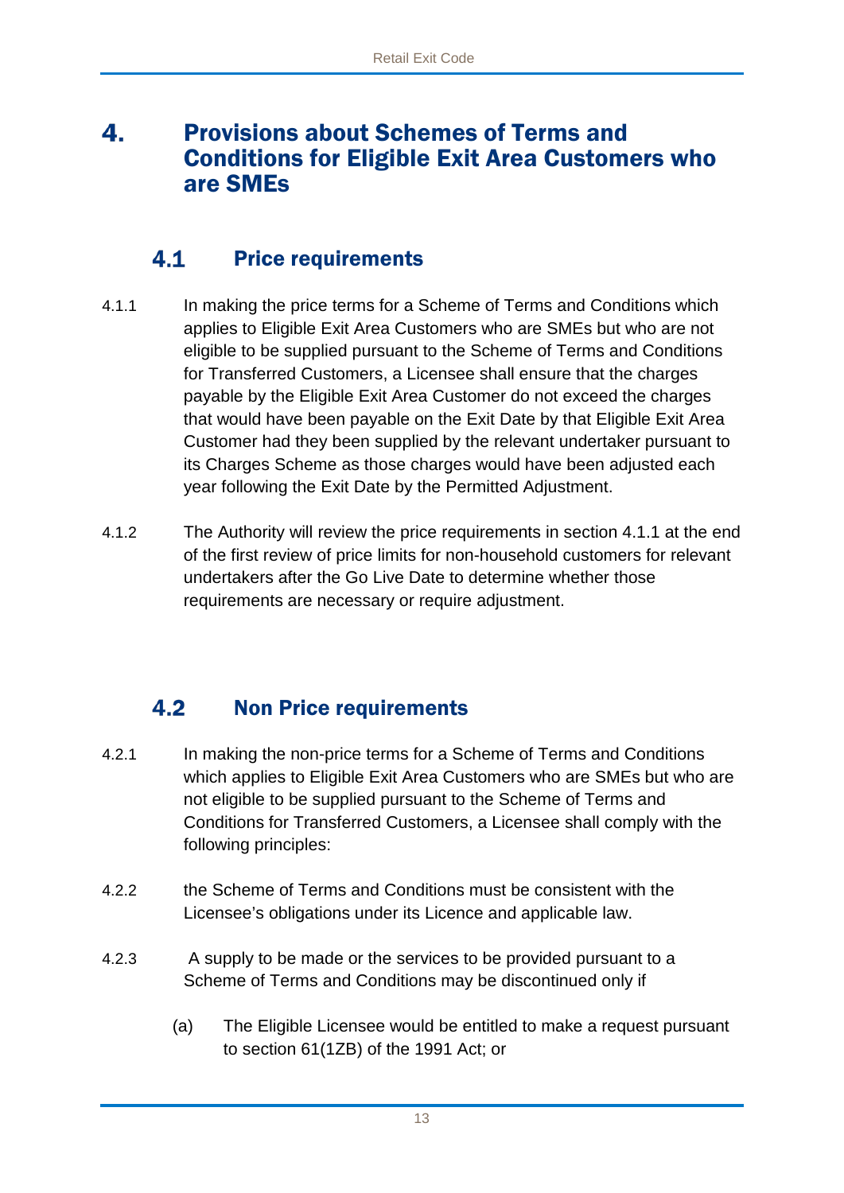# 4. Provisions about Schemes of Terms and Conditions for Eligible Exit Area Customers who are SMEs

## 4.1 Price requirements

4.1.1 In making the price terms for a Scheme of Terms and Conditions which applies to Eligible Exit Area Customers who are SMEs but who are not eligible to be supplied pursuant to the Scheme of Terms and Conditions for Transferred Customers, a Licensee shall ensure that the charges payable by the Eligible Exit Area Customer do not exceed the charges that would have been payable on the Exit Date by that Eligible Exit Area Customer had they been supplied by the relevant undertaker pursuant to its Charges Scheme as those charges would have been adjusted each year following the Exit Date by the Permitted Adjustment.

4.1.2 The Authority will review the price requirements in section 4.1.1 at the end of the first review of price limits for non-household customers for relevant undertakers after the Go Live Date to determine whether those requirements are necessary or require adjustment.

## 4.2 Non Price requirements

4.2.1 In making the non-price terms for a Scheme of Terms and Conditions which applies to Eligible Exit Area Customers who are SMEs but who are not eligible to be supplied pursuant to the Scheme of Terms and Conditions for Transferred Customers, a Licensee shall comply with the following principles:

4.2.2 the Scheme of Terms and Conditions must be consistent with the Licensee's obligations under its Licence and applicable law.

4.2.3 A supply to be made or the services to be provided pursuant to a Scheme of Terms and Conditions may be discontinued only if

(a) The Eligible Licensee would be entitled to make a request pursuant to section 61(1ZB) of the 1991 Act; or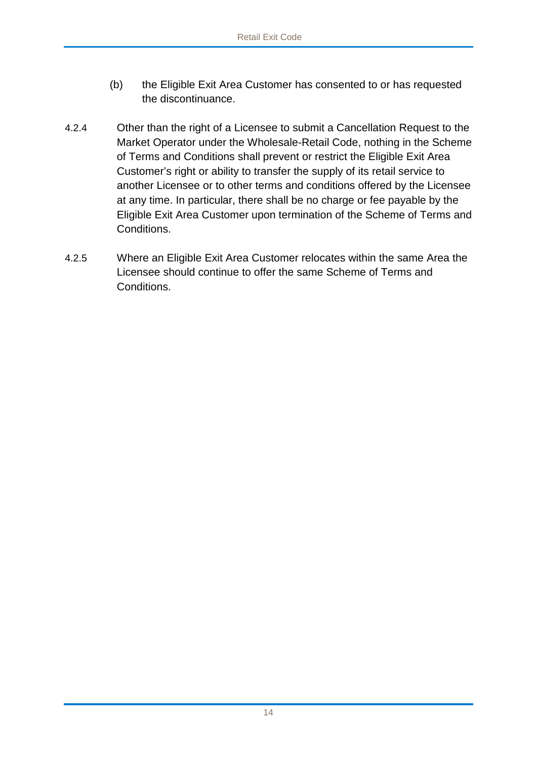(b) the Eligible Exit Area Customer has consented to or has requested the discontinuance.

4.2.4 Other than the right of a Licensee to submit a Cancellation Request to the Market Operator under the Wholesale-Retail Code, nothing in the Scheme of Terms and Conditions shall prevent or restrict the Eligible Exit Area Customer's right or ability to transfer the supply of its retail service to another Licensee or to other terms and conditions offered by the Licensee at any time. In particular, there shall be no charge or fee payable by the Eligible Exit Area Customer upon termination of the Scheme of Terms and Conditions.

4.2.5 Where an Eligible Exit Area Customer relocates within the same Area the Licensee should continue to offer the same Scheme of Terms and Conditions.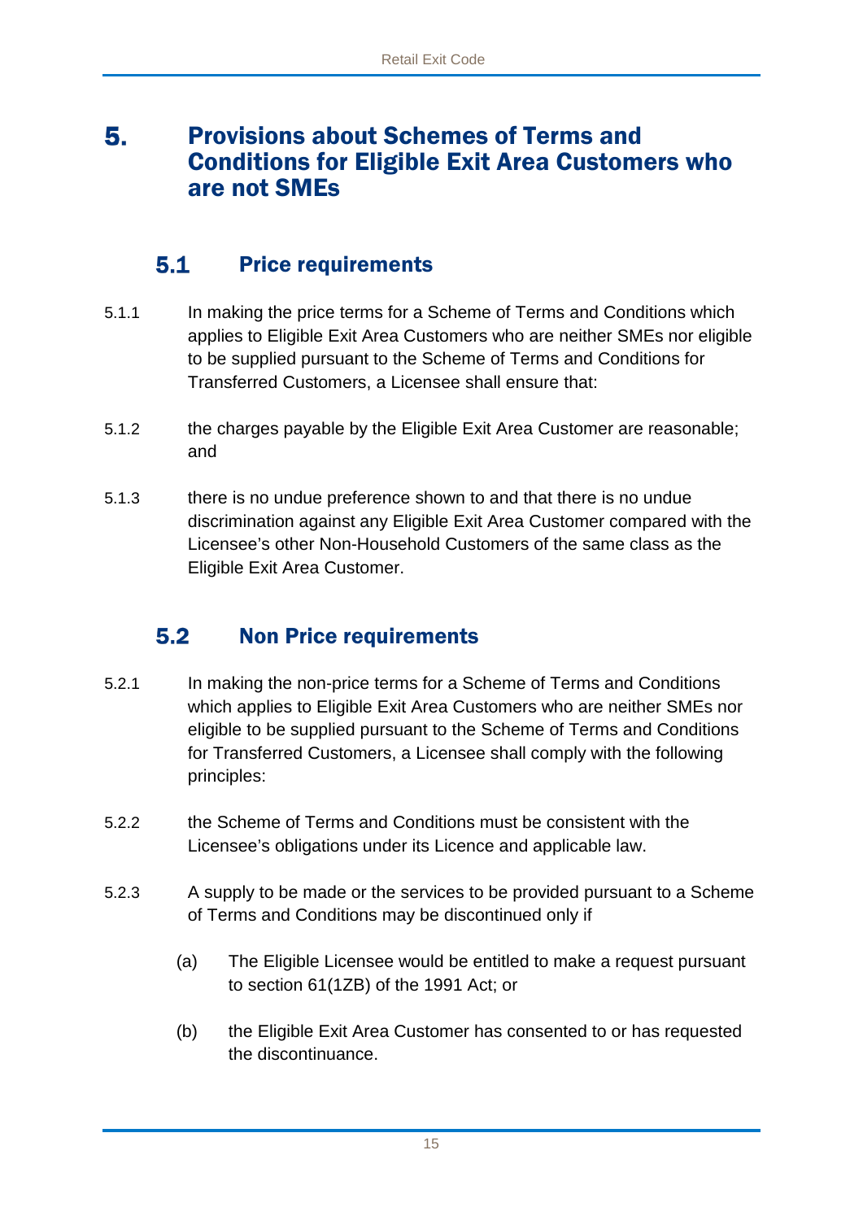# 5. Provisions about Schemes of Terms and Conditions for Eligible Exit Area Customers who are not SMEs

## 5.1 Price requirements

5.1.1 In making the price terms for a Scheme of Terms and Conditions which applies to Eligible Exit Area Customers who are neither SMEs nor eligible to be supplied pursuant to the Scheme of Terms and Conditions for Transferred Customers, a Licensee shall ensure that:

5.1.2 the charges payable by the Eligible Exit Area Customer are reasonable; and

5.1.3 there is no undue preference shown to and that there is no undue discrimination against any Eligible Exit Area Customer compared with the Licensee's other Non-Household Customers of the same class as the Eligible Exit Area Customer.

## 5.2 Non Price requirements

5.2.1 In making the non-price terms for a Scheme of Terms and Conditions which applies to Eligible Exit Area Customers who are neither SMEs nor eligible to be supplied pursuant to the Scheme of Terms and Conditions for Transferred Customers, a Licensee shall comply with the following principles:

5.2.2 the Scheme of Terms and Conditions must be consistent with the Licensee's obligations under its Licence and applicable law.

5.2.3 A supply to be made or the services to be provided pursuant to a Scheme of Terms and Conditions may be discontinued only if

(a) The Eligible Licensee would be entitled to make a request pursuant to section 61(1ZB) of the 1991 Act; or

(b) the Eligible Exit Area Customer has consented to or has requested the discontinuance.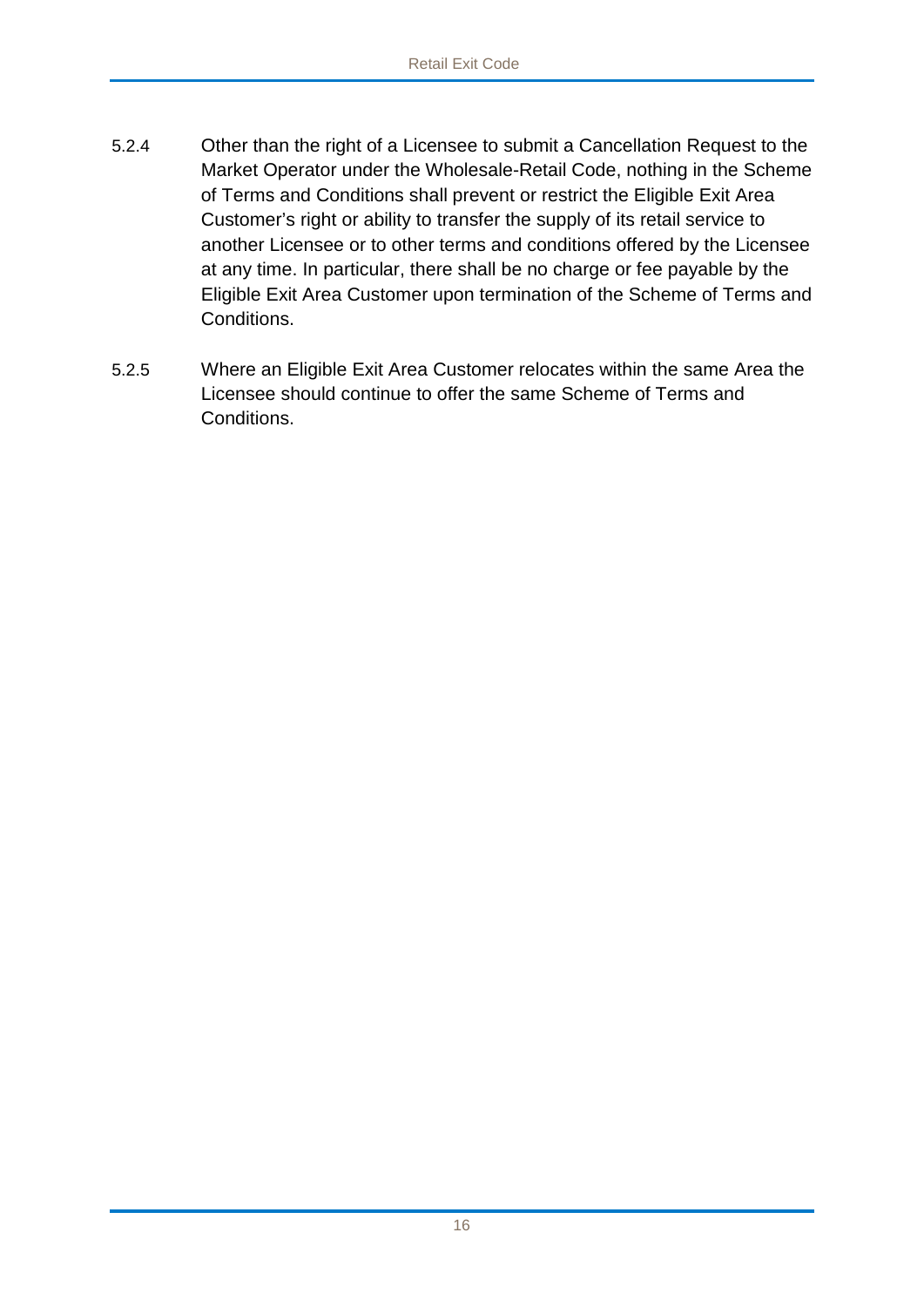5.2.4 Other than the right of a Licensee to submit a Cancellation Request to the Market Operator under the Wholesale-Retail Code, nothing in the Scheme of Terms and Conditions shall prevent or restrict the Eligible Exit Area Customer's right or ability to transfer the supply of its retail service to another Licensee or to other terms and conditions offered by the Licensee at any time. In particular, there shall be no charge or fee payable by the Eligible Exit Area Customer upon termination of the Scheme of Terms and Conditions.

5.2.5 Where an Eligible Exit Area Customer relocates within the same Area the Licensee should continue to offer the same Scheme of Terms and Conditions.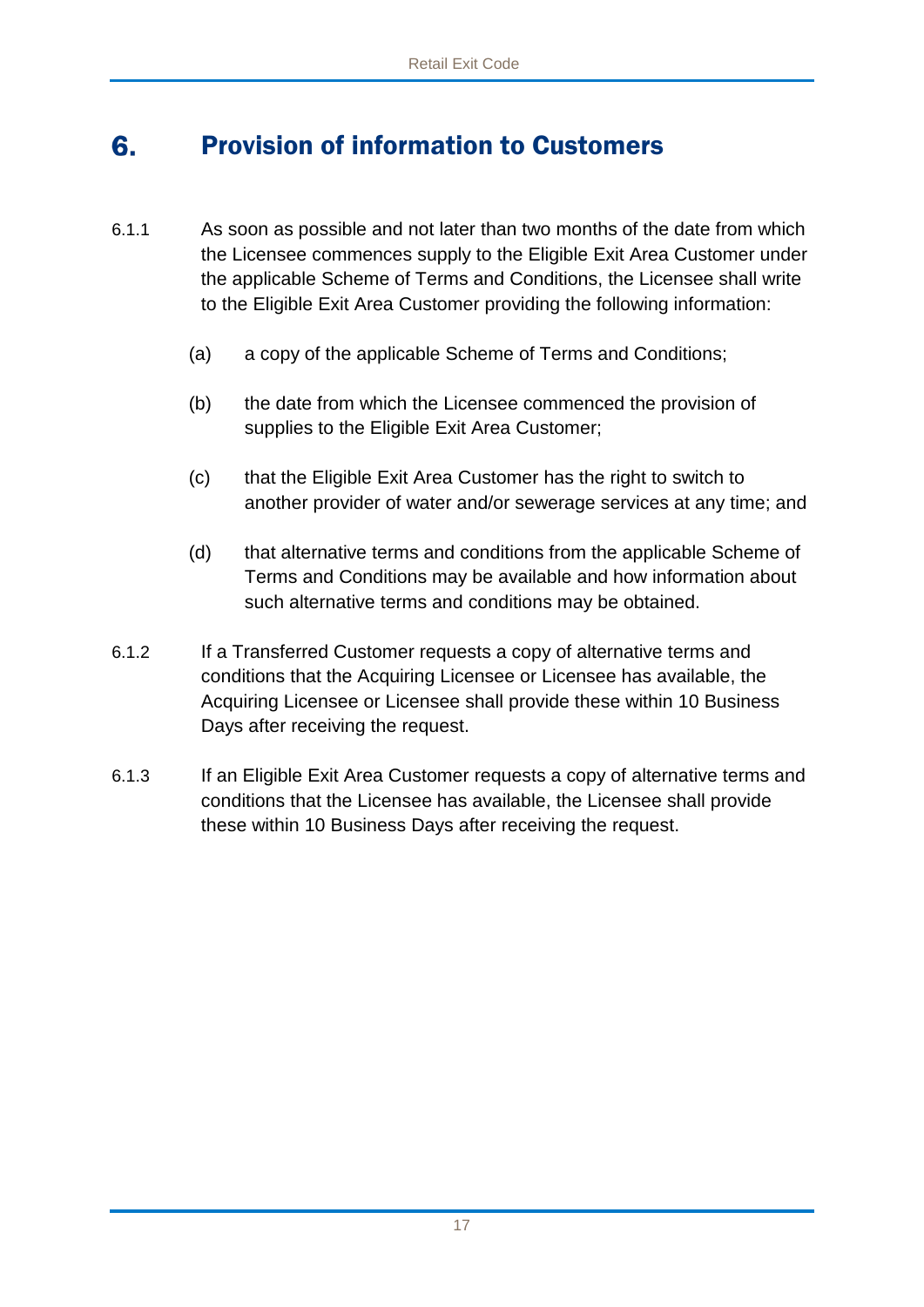# 6. Provision of information to Customers

6.1.1 As soon as possible and not later than two months of the date from which the Licensee commences supply to the Eligible Exit Area Customer under the applicable Scheme of Terms and Conditions, the Licensee shall write to the Eligible Exit Area Customer providing the following information:

(a) a copy of the applicable Scheme of Terms and Conditions;

(b) the date from which the Licensee commenced the provision of supplies to the Eligible Exit Area Customer;

(c) that the Eligible Exit Area Customer has the right to switch to another provider of water and/or sewerage services at any time; and

(d) that alternative terms and conditions from the applicable Scheme of Terms and Conditions may be available and how information about such alternative terms and conditions may be obtained.

6.1.2 If a Transferred Customer requests a copy of alternative terms and conditions that the Acquiring Licensee or Licensee has available, the Acquiring Licensee or Licensee shall provide these within 10 Business Days after receiving the request.

6.1.3 If an Eligible Exit Area Customer requests a copy of alternative terms and conditions that the Licensee has available, the Licensee shall provide these within 10 Business Days after receiving the request.